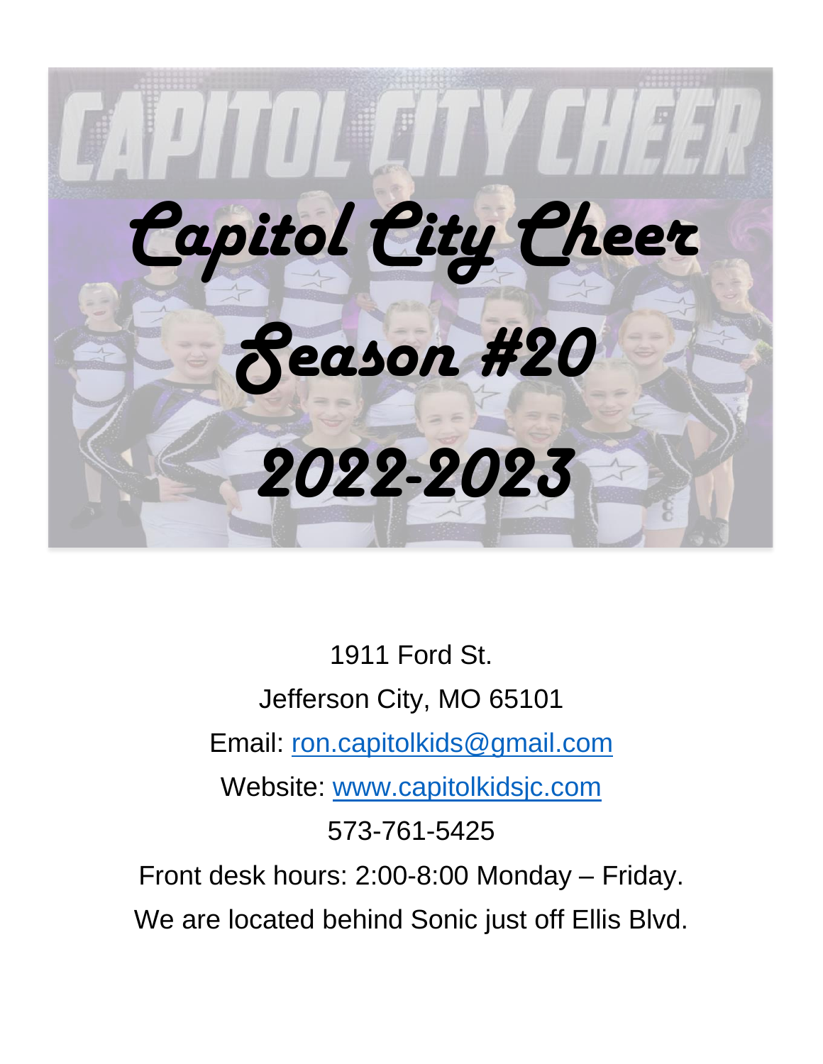# Capitol City Cheer

# Season #20

# 2022-2023

1911 Ford St.

Jefferson City, MO 65101

Email: ron.capitolkids@gmail.com

Website: www.capitolkidsjc.com

573-761-5425

Front desk hours: 2:00-8:00 Monday – Friday.

We are located behind Sonic just off Ellis Blvd.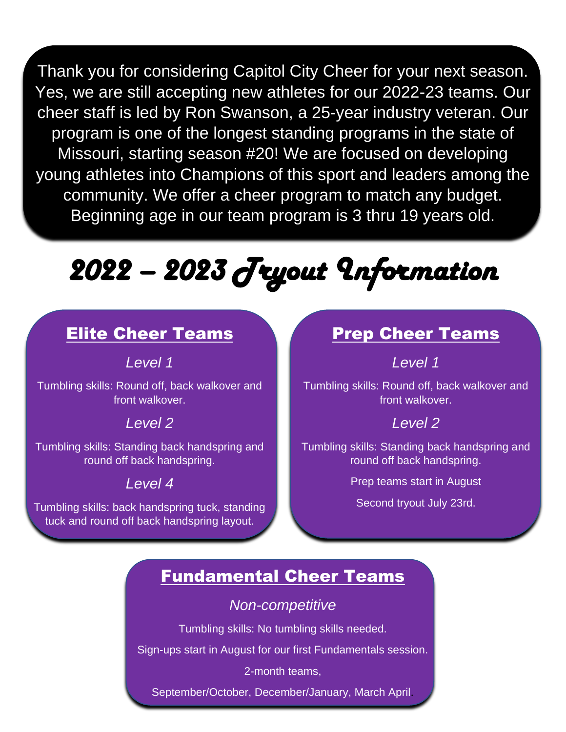Thank you for considering Capitol City Cheer for your next season. Yes, we are still accepting new athletes for our 2022-23 teams. Our cheer staff is led by Ron Swanson, a 25-year industry veteran. Our program is one of the longest standing programs in the state of Missouri, starting season #20! We are focused on developing young athletes into Champions of this sport and leaders among the community. We offer a cheer program to match any budget. Beginning age in our team program is 3 thru 19 years old.

# 2022 – 2023 Tryout Information

## Elite Cheer Teams

*Level 1*

Tumbling skills: Round off, back walkover and front walkover.

*Level 2*

Tumbling skills: Standing back handspring and round off back handspring.

*Level 4*

Tumbling skills: back handspring tuck, standing tuck and round off back handspring layout.

## Prep Cheer Teams

*Level 1*

Tumbling skills: Round off, back walkover and front walkover.

*Level 2*

Tumbling skills: Standing back handspring and round off back handspring.

Prep teams start in August

Second tryout July 23rd.

## Fundamental Cheer Teams

*Non-competitive*

Tumbling skills: No tumbling skills needed.

Sign-ups start in August for our first Fundamentals session.

2-month teams,

September/October, December/January, March April.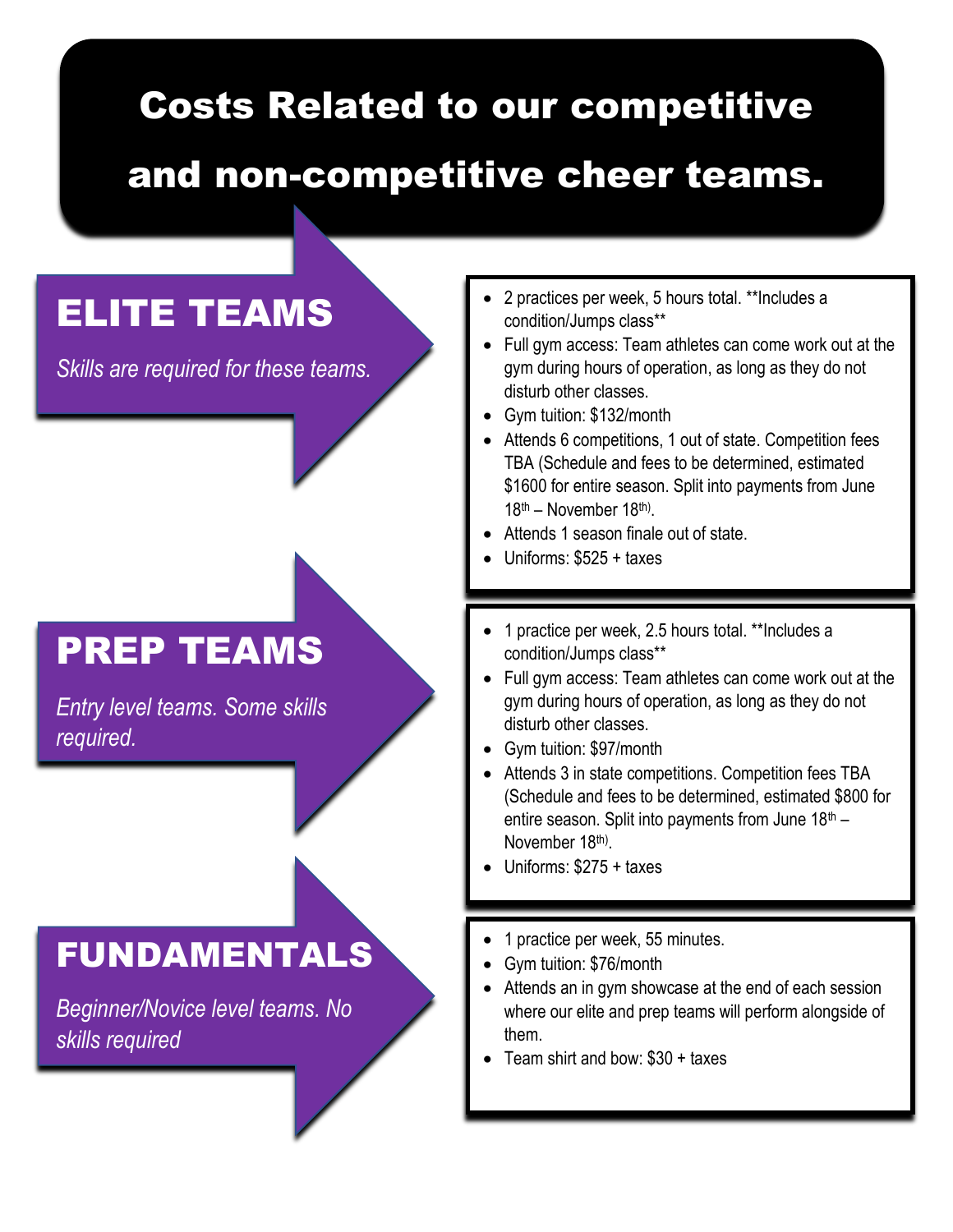# Costs Related to our competitive and non-competitive cheer teams.

## ELITE TEAMS

*Skills are required for these teams.*

- 2 practices per week, 5 hours total. **Includes a condition/Jumps class**
- Full gym access: Team athletes can come work out at the gym during hours of operation, as long as they do not disturb other classes.
- Gym tuition: $132/month
- Attends 6 competitions, 1 out of state. Competition fees TBA (Schedule and fees to be determined, estimated $1600 for entire season. Split into payments from June 18th – November 18th).
- Attends 1 season finale out of state.
- Uniforms: $525 + taxes

## PREP TEAMS

*Entry level teams. Some skills required.*

- 1 practice per week, 2.5 hours total. **Includes a condition/Jumps class**
- Full gym access: Team athletes can come work out at the gym during hours of operation, as long as they do not disturb other classes.
- Gym tuition: $97/month
- Attends 3 in state competitions. Competition fees TBA (Schedule and fees to be determined, estimated $800 for entire season. Split into payments from June 18th – November 18th).
- Uniforms: $275 + taxes

## FUNDAMENTALS

*Beginner/Novice level teams. No skills required*

- 1 practice per week, 55 minutes.
- Gym tuition: $76/month
- Attends an in gym showcase at the end of each session where our elite and prep teams will perform alongside of them.
- Team shirt and bow: $30 + taxes